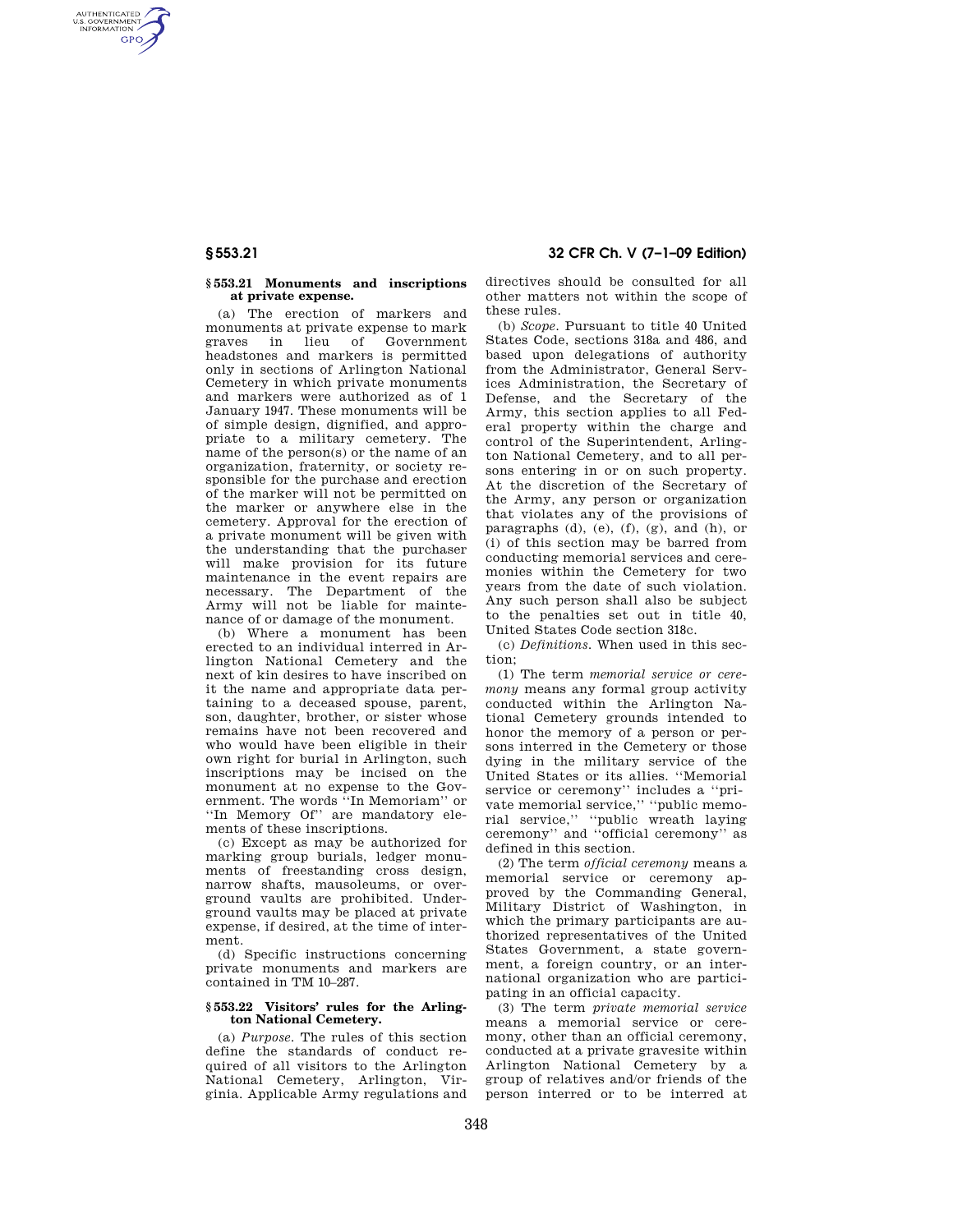## § 553.21 Monuments and inscriptions at private expense.

(a) The erection of markers and monuments at private expense to mark graves in lieu of Government headstones and markers is permitted only in sections of Arlington National Cemetery in which private monuments and markers were authorized as of 1 January 1947. These monuments will be of simple design, dignified, and appropriate to a military cemetery. The name of the person(s) or the name of an organization, fraternity, or society responsible for the purchase and erection of the marker will not be permitted on the marker or anywhere else in the cemetery. Approval for the erection of a private monument will be given with the understanding that the purchaser will make provision for its future maintenance in the event repairs are necessary. The Department of the Army will not be liable for maintenance of or damage of the monument.

(b) Where a monument has been erected to an individual interred in Arlington National Cemetery and the next of kin desires to have inscribed on it the name and appropriate data pertaining to a deceased spouse, parent, son, daughter, brother, or sister whose remains have not been recovered and who would have been eligible in their own right for burial in Arlington, such inscriptions may be incised on the monument at no expense to the Government. The words ''In Memoriam'' or ''In Memory Of'' are mandatory elements of these inscriptions.

(c) Except as may be authorized for marking group burials, ledger monuments of freestanding cross design, narrow shafts, mausoleums, or overground vaults are prohibited. Underground vaults may be placed at private expense, if desired, at the time of interment.

(d) Specific instructions concerning private monuments and markers are contained in TM 10–287.

## § 553.22 Visitors' rules for the Arlington National Cemetery.

(a) *Purpose.* The rules of this section define the standards of conduct required of all visitors to the Arlington National Cemetery, Arlington, Virginia. Applicable Army regulations and directives should be consulted for all other matters not within the scope of these rules.

(b) *Scope.* Pursuant to title 40 United States Code, sections 318a and 486, and based upon delegations of authority from the Administrator, General Services Administration, the Secretary of Defense, and the Secretary of the Army, this section applies to all Federal property within the charge and control of the Superintendent, Arlington National Cemetery, and to all persons entering in or on such property. At the discretion of the Secretary of the Army, any person or organization that violates any of the provisions of paragraphs (d), (e), (f), (g), and (h), or (i) of this section may be barred from conducting memorial services and ceremonies within the Cemetery for two years from the date of such violation. Any such person shall also be subject to the penalties set out in title 40, United States Code section 318c.

(c) *Definitions.* When used in this section;

(1) The term *memorial service or ceremony* means any formal group activity conducted within the Arlington National Cemetery grounds intended to honor the memory of a person or persons interred in the Cemetery or those dying in the military service of the United States or its allies. ''Memorial service or ceremony'' includes a ''private memorial service,'' ''public memorial service,'' ''public wreath laying ceremony'' and ''official ceremony'' as defined in this section.

(2) The term *official ceremony* means a memorial service or ceremony approved by the Commanding General, Military District of Washington, in which the primary participants are authorized representatives of the United States Government, a state government, a foreign country, or an international organization who are participating in an official capacity.

(3) The term *private memorial service* means a memorial service or ceremony, other than an official ceremony, conducted at a private gravesite within Arlington National Cemetery by a group of relatives and/or friends of the person interred or to be interred at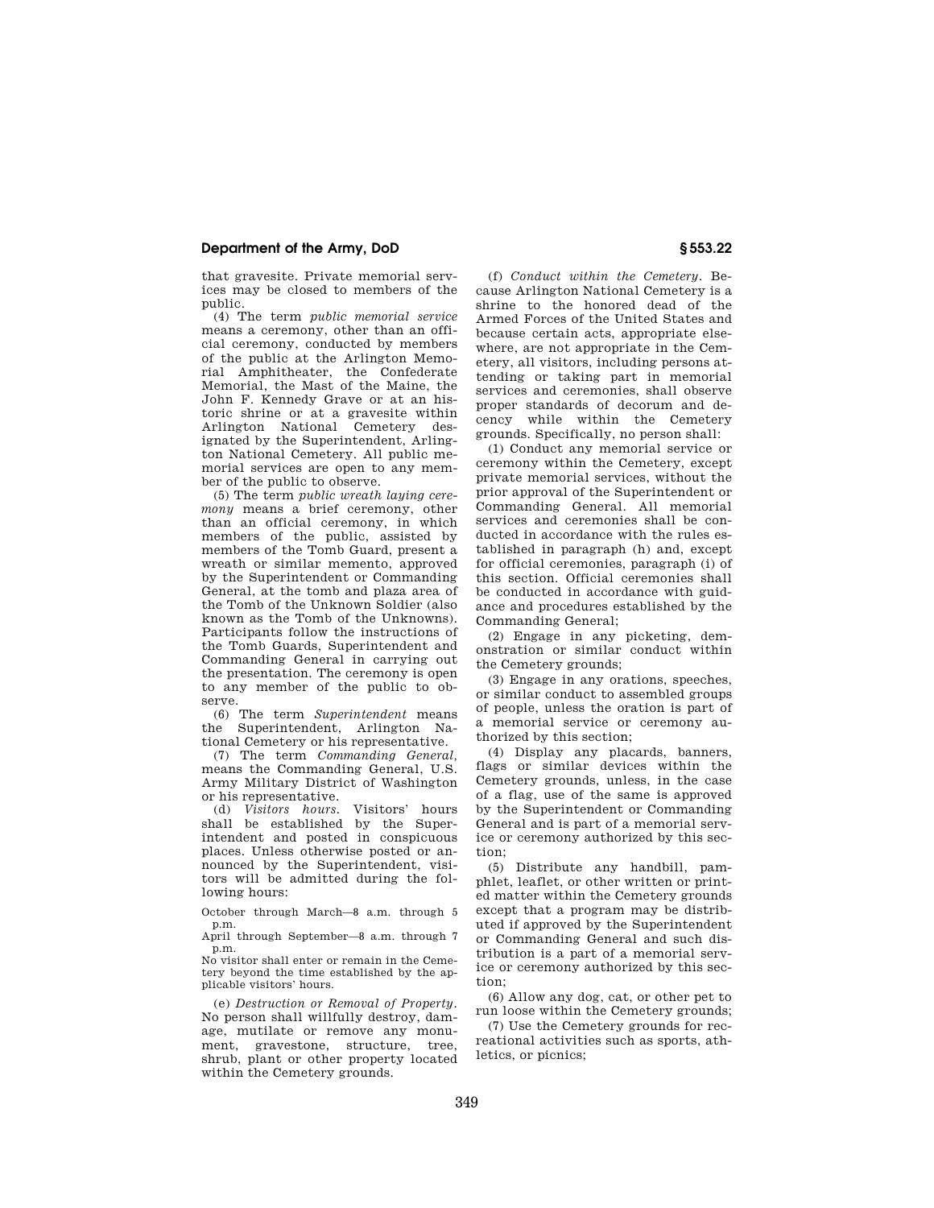that gravesite. Private memorial services may be closed to members of the public.

(4) The term *public memorial service* means a ceremony, other than an official ceremony, conducted by members of the public at the Arlington Memorial Amphitheater, the Confederate Memorial, the Mast of the Maine, the John F. Kennedy Grave or at an historic shrine or at a gravesite within Arlington National Cemetery designated by the Superintendent, Arlington National Cemetery. All public memorial services are open to any member of the public to observe.

(5) The term *public wreath laying ceremony* means a brief ceremony, other than an official ceremony, in which members of the public, assisted by members of the Tomb Guard, present a wreath or similar memento, approved by the Superintendent or Commanding General, at the tomb and plaza area of the Tomb of the Unknown Soldier (also known as the Tomb of the Unknowns). Participants follow the instructions of the Tomb Guards, Superintendent and Commanding General in carrying out the presentation. The ceremony is open to any member of the public to observe.

(6) The term *Superintendent* means the Superintendent, Arlington National Cemetery or his representative.

(7) The term *Commanding General,* means the Commanding General, U.S. Army Military District of Washington or his representative.

(d) *Visitors hours.* Visitors' hours shall be established by the Superintendent and posted in conspicuous places. Unless otherwise posted or announced by the Superintendent, visitors will be admitted during the following hours:

October through March—8 a.m. through 5 p.m.
April through September—8 a.m. through 7 p.m.
No visitor shall enter or remain in the Cemetery beyond the time established by the applicable visitors' hours.

(e) *Destruction or Removal of Property.* No person shall willfully destroy, damage, mutilate or remove any monument, gravestone, structure, tree, shrub, plant or other property located within the Cemetery grounds.

(f) *Conduct within the Cemetery.* Because Arlington National Cemetery is a shrine to the honored dead of the Armed Forces of the United States and because certain acts, appropriate elsewhere, are not appropriate in the Cemetery, all visitors, including persons attending or taking part in memorial services and ceremonies, shall observe proper standards of decorum and decency while within the Cemetery grounds. Specifically, no person shall:

(1) Conduct any memorial service or ceremony within the Cemetery, except private memorial services, without the prior approval of the Superintendent or Commanding General. All memorial services and ceremonies shall be conducted in accordance with the rules established in paragraph (h) and, except for official ceremonies, paragraph (i) of this section. Official ceremonies shall be conducted in accordance with guidance and procedures established by the Commanding General;

(2) Engage in any picketing, demonstration or similar conduct within the Cemetery grounds;

(3) Engage in any orations, speeches, or similar conduct to assembled groups of people, unless the oration is part of a memorial service or ceremony authorized by this section;

(4) Display any placards, banners, flags or similar devices within the Cemetery grounds, unless, in the case of a flag, use of the same is approved by the Superintendent or Commanding General and is part of a memorial service or ceremony authorized by this section;

(5) Distribute any handbill, pamphlet, leaflet, or other written or printed matter within the Cemetery grounds except that a program may be distributed if approved by the Superintendent or Commanding General and such distribution is a part of a memorial service or ceremony authorized by this section;

(6) Allow any dog, cat, or other pet to run loose within the Cemetery grounds;

(7) Use the Cemetery grounds for recreational activities such as sports, athletics, or picnics;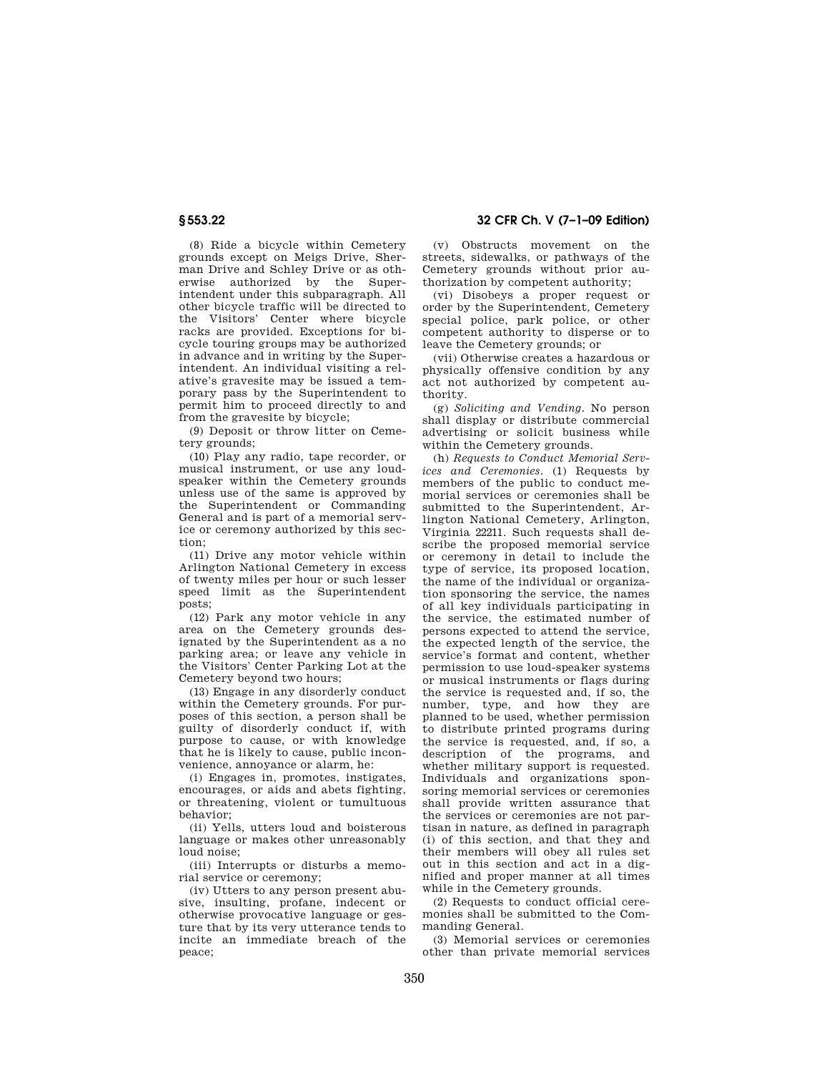(8) Ride a bicycle within Cemetery grounds except on Meigs Drive, Sherman Drive and Schley Drive or as otherwise authorized by the Superintendent under this subparagraph. All other bicycle traffic will be directed to the Visitors' Center where bicycle racks are provided. Exceptions for bicycle touring groups may be authorized in advance and in writing by the Superintendent. An individual visiting a relative's gravesite may be issued a temporary pass by the Superintendent to permit him to proceed directly to and from the gravesite by bicycle;

(9) Deposit or throw litter on Cemetery grounds;

(10) Play any radio, tape recorder, or musical instrument, or use any loudspeaker within the Cemetery grounds unless use of the same is approved by the Superintendent or Commanding General and is part of a memorial service or ceremony authorized by this section;

(11) Drive any motor vehicle within Arlington National Cemetery in excess of twenty miles per hour or such lesser speed limit as the Superintendent posts;

(12) Park any motor vehicle in any area on the Cemetery grounds designated by the Superintendent as a no parking area; or leave any vehicle in the Visitors' Center Parking Lot at the Cemetery beyond two hours;

(13) Engage in any disorderly conduct within the Cemetery grounds. For purposes of this section, a person shall be guilty of disorderly conduct if, with purpose to cause, or with knowledge that he is likely to cause, public inconvenience, annoyance or alarm, he:

(i) Engages in, promotes, instigates, encourages, or aids and abets fighting, or threatening, violent or tumultuous behavior;

(ii) Yells, utters loud and boisterous language or makes other unreasonably loud noise;

(iii) Interrupts or disturbs a memorial service or ceremony;

(iv) Utters to any person present abusive, insulting, profane, indecent or otherwise provocative language or gesture that by its very utterance tends to incite an immediate breach of the peace;

(v) Obstructs movement on the streets, sidewalks, or pathways of the Cemetery grounds without prior authorization by competent authority;

(vi) Disobeys a proper request or order by the Superintendent, Cemetery special police, park police, or other competent authority to disperse or to leave the Cemetery grounds; or

(vii) Otherwise creates a hazardous or physically offensive condition by any act not authorized by competent authority.

(g) *Soliciting and Vending.* No person shall display or distribute commercial advertising or solicit business while within the Cemetery grounds.

(h) *Requests to Conduct Memorial Services and Ceremonies.* (1) Requests by members of the public to conduct memorial services or ceremonies shall be submitted to the Superintendent, Arlington National Cemetery, Arlington, Virginia 22211. Such requests shall describe the proposed memorial service or ceremony in detail to include the type of service, its proposed location, the name of the individual or organization sponsoring the service, the names of all key individuals participating in the service, the estimated number of persons expected to attend the service, the expected length of the service, the service's format and content, whether permission to use loud-speaker systems or musical instruments or flags during the service is requested and, if so, the number, type, and how they are planned to be used, whether permission to distribute printed programs during the service is requested, and, if so, a description of the programs, and whether military support is requested. Individuals and organizations sponsoring memorial services or ceremonies shall provide written assurance that the services or ceremonies are not partisan in nature, as defined in paragraph (i) of this section, and that they and their members will obey all rules set out in this section and act in a dignified and proper manner at all times while in the Cemetery grounds.

(2) Requests to conduct official ceremonies shall be submitted to the Commanding General.

(3) Memorial services or ceremonies other than private memorial services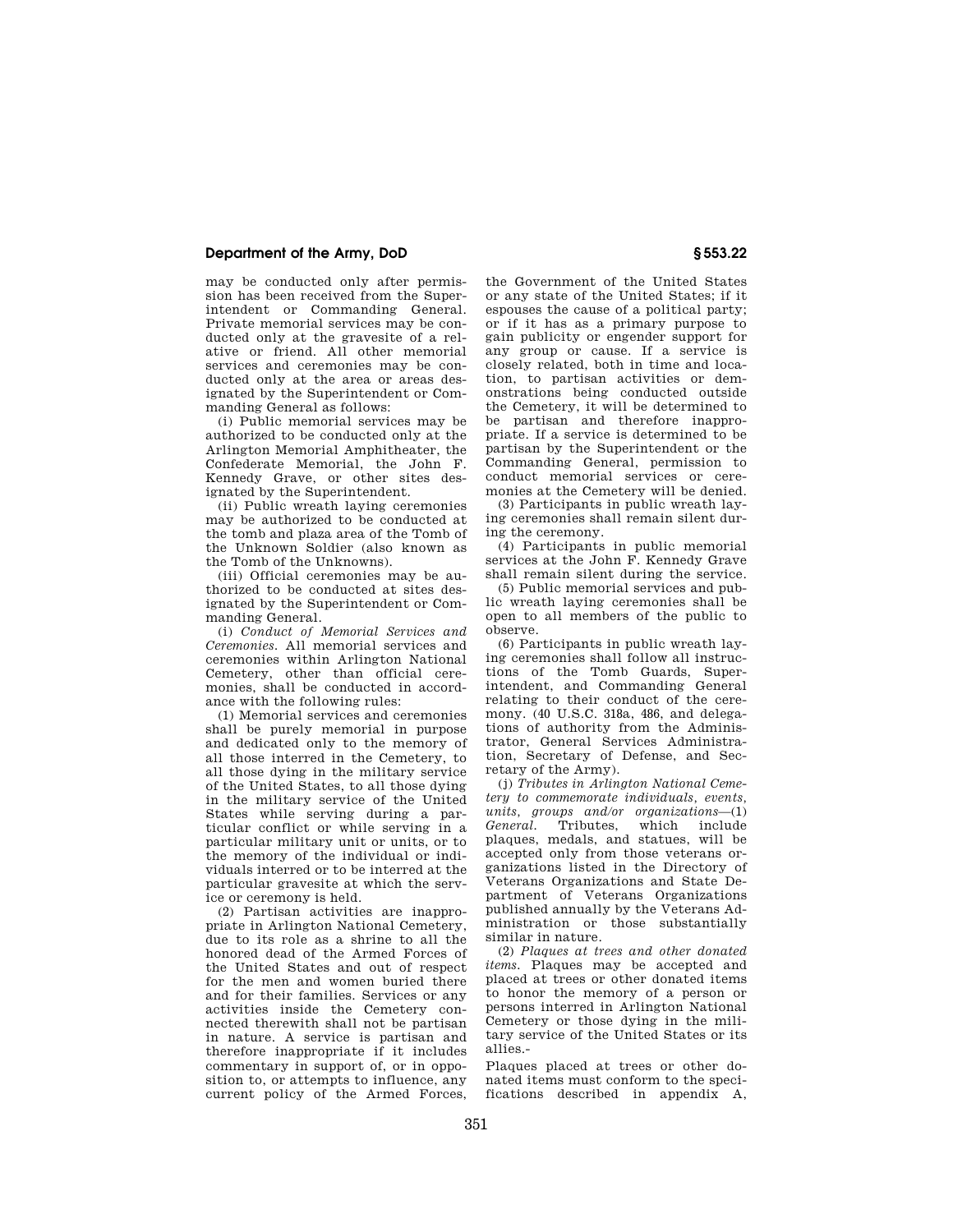may be conducted only after permission has been received from the Superintendent or Commanding General. Private memorial services may be conducted only at the gravesite of a relative or friend. All other memorial services and ceremonies may be conducted only at the area or areas designated by the Superintendent or Commanding General as follows:

(i) Public memorial services may be authorized to be conducted only at the Arlington Memorial Amphitheater, the Confederate Memorial, the John F. Kennedy Grave, or other sites designated by the Superintendent.

(ii) Public wreath laying ceremonies may be authorized to be conducted at the tomb and plaza area of the Tomb of the Unknown Soldier (also known as the Tomb of the Unknowns).

(iii) Official ceremonies may be authorized to be conducted at sites designated by the Superintendent or Commanding General.

(i) *Conduct of Memorial Services and Ceremonies.* All memorial services and ceremonies within Arlington National Cemetery, other than official ceremonies, shall be conducted in accordance with the following rules:

(1) Memorial services and ceremonies shall be purely memorial in purpose and dedicated only to the memory of all those interred in the Cemetery, to all those dying in the military service of the United States, to all those dying in the military service of the United States while serving during a particular conflict or while serving in a particular military unit or units, or to the memory of the individual or individuals interred or to be interred at the particular gravesite at which the service or ceremony is held.

(2) Partisan activities are inappropriate in Arlington National Cemetery, due to its role as a shrine to all the honored dead of the Armed Forces of the United States and out of respect for the men and women buried there and for their families. Services or any activities inside the Cemetery connected therewith shall not be partisan in nature. A service is partisan and therefore inappropriate if it includes commentary in support of, or in opposition to, or attempts to influence, any current policy of the Armed Forces, the Government of the United States or any state of the United States; if it espouses the cause of a political party; or if it has as a primary purpose to gain publicity or engender support for any group or cause. If a service is closely related, both in time and location, to partisan activities or demonstrations being conducted outside the Cemetery, it will be determined to be partisan and therefore inappropriate. If a service is determined to be partisan by the Superintendent or the Commanding General, permission to conduct memorial services or ceremonies at the Cemetery will be denied.

(3) Participants in public wreath laying ceremonies shall remain silent during the ceremony.

(4) Participants in public memorial services at the John F. Kennedy Grave shall remain silent during the service.

(5) Public memorial services and public wreath laying ceremonies shall be open to all members of the public to observe.

(6) Participants in public wreath laying ceremonies shall follow all instructions of the Tomb Guards, Superintendent, and Commanding General relating to their conduct of the ceremony. (40 U.S.C. 318a, 486, and delegations of authority from the Administrator, General Services Administration, Secretary of Defense, and Secretary of the Army).

(j) *Tributes in Arlington National Cemetery to commemorate individuals, events, units, groups and/or organizations*—(1) *General.* Tributes, which include plaques, medals, and statues, will be accepted only from those veterans organizations listed in the Directory of Veterans Organizations and State Department of Veterans Organizations published annually by the Veterans Administration or those substantially similar in nature.

(2) *Plaques at trees and other donated items.* Plaques may be accepted and placed at trees or other donated items to honor the memory of a person or persons interred in Arlington National Cemetery or those dying in the military service of the United States or its allies.-

Plaques placed at trees or other donated items must conform to the specifications described in appendix A,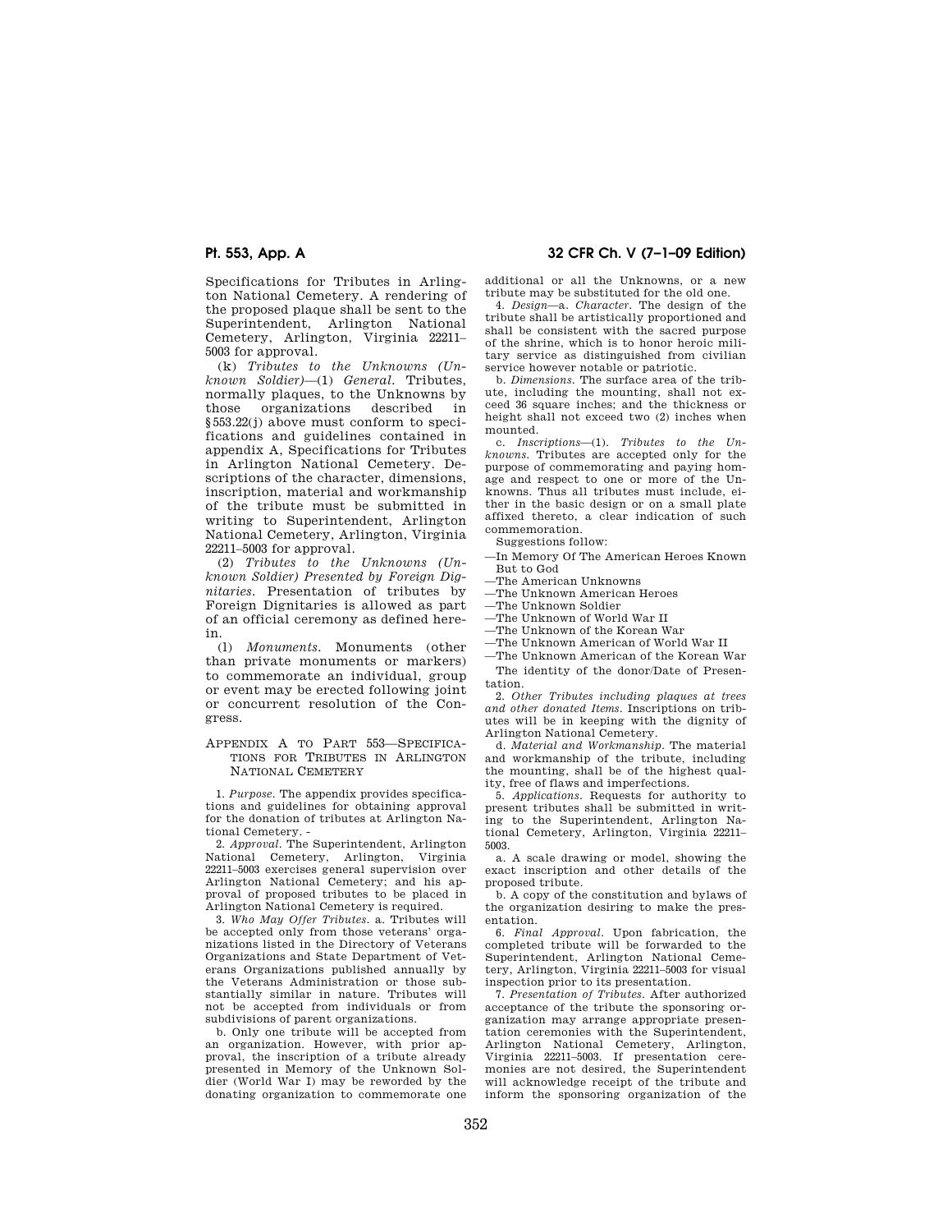Specifications for Tributes in Arlington National Cemetery. A rendering of the proposed plaque shall be sent to the Superintendent, Arlington National Cemetery, Arlington, Virginia 22211–5003 for approval.

(k) *Tributes to the Unknowns (Unknown Soldier)*—(1) *General*. Tributes, normally plaques, to the Unknowns by those organizations described in §553.22(j) above must conform to specifications and guidelines contained in appendix A, Specifications for Tributes in Arlington National Cemetery. Descriptions of the character, dimensions, inscription, material and workmanship of the tribute must be submitted in writing to Superintendent, Arlington National Cemetery, Arlington, Virginia 22211–5003 for approval.

(2) *Tributes to the Unknowns (Unknown Soldier) Presented by Foreign Dignitaries*. Presentation of tributes by Foreign Dignitaries is allowed as part of an official ceremony as defined herein.

(l) *Monuments*. Monuments (other than private monuments or markers) to commemorate an individual, group or event may be erected following joint or concurrent resolution of the Congress.

## APPENDIX A TO PART 553—SPECIFICATIONS FOR TRIBUTES IN ARLINGTON NATIONAL CEMETERY

1. *Purpose*. The appendix provides specifications and guidelines for obtaining approval for the donation of tributes at Arlington National Cemetery. -

2. *Approval*. The Superintendent, Arlington National Cemetery, Arlington, Virginia 22211–5003 exercises general supervision over Arlington National Cemetery; and his approval of proposed tributes to be placed in Arlington National Cemetery is required.

3. *Who May Offer Tributes*. a. Tributes will be accepted only from those veterans' organizations listed in the Directory of Veterans Organizations and State Department of Veterans Organizations published annually by the Veterans Administration or those substantially similar in nature. Tributes will not be accepted from individuals or from subdivisions of parent organizations.

b. Only one tribute will be accepted from an organization. However, with prior approval, the inscription of a tribute already presented in Memory of the Unknown Soldier (World War I) may be reworded by the donating organization to commemorate one additional or all the Unknowns, or a new tribute may be substituted for the old one.

4. *Design*—a. *Character*. The design of the tribute shall be artistically proportioned and shall be consistent with the sacred purpose of the shrine, which is to honor heroic military service as distinguished from civilian service however notable or patriotic.

b. *Dimensions*. The surface area of the tribute, including the mounting, shall not exceed 36 square inches; and the thickness or height shall not exceed two (2) inches when mounted.

c. *Inscriptions*—(1). *Tributes to the Unknowns*. Tributes are accepted only for the purpose of commemorating and paying homage and respect to one or more of the Unknowns. Thus all tributes must include, either in the basic design or on a small plate affixed thereto, a clear indication of such commemoration.

Suggestions follow:

—In Memory Of The American Heroes Known But to God
—The American Unknowns
—The Unknown American Heroes
—The Unknown Soldier
—The Unknown of World War II
—The Unknown of the Korean War
—The Unknown American of World War II
—The Unknown American of the Korean War

The identity of the donor/Date of Presentation.

2. *Other Tributes including plaques at trees and other donated Items*. Inscriptions on tributes will be in keeping with the dignity of Arlington National Cemetery.

d. *Material and Workmanship*. The material and workmanship of the tribute, including the mounting, shall be of the highest quality, free of flaws and imperfections.

5. *Applications*. Requests for authority to present tributes shall be submitted in writing to the Superintendent, Arlington National Cemetery, Arlington, Virginia 22211–5003.

a. A scale drawing or model, showing the exact inscription and other details of the proposed tribute.

b. A copy of the constitution and bylaws of the organization desiring to make the presentation.

6. *Final Approval*. Upon fabrication, the completed tribute will be forwarded to the Superintendent, Arlington National Cemetery, Arlington, Virginia 22211–5003 for visual inspection prior to its presentation.

7. *Presentation of Tributes*. After authorized acceptance of the tribute the sponsoring organization may arrange appropriate presentation ceremonies with the Superintendent, Arlington National Cemetery, Arlington, Virginia 22211–5003. If presentation ceremonies are not desired, the Superintendent will acknowledge receipt of the tribute and inform the sponsoring organization of the